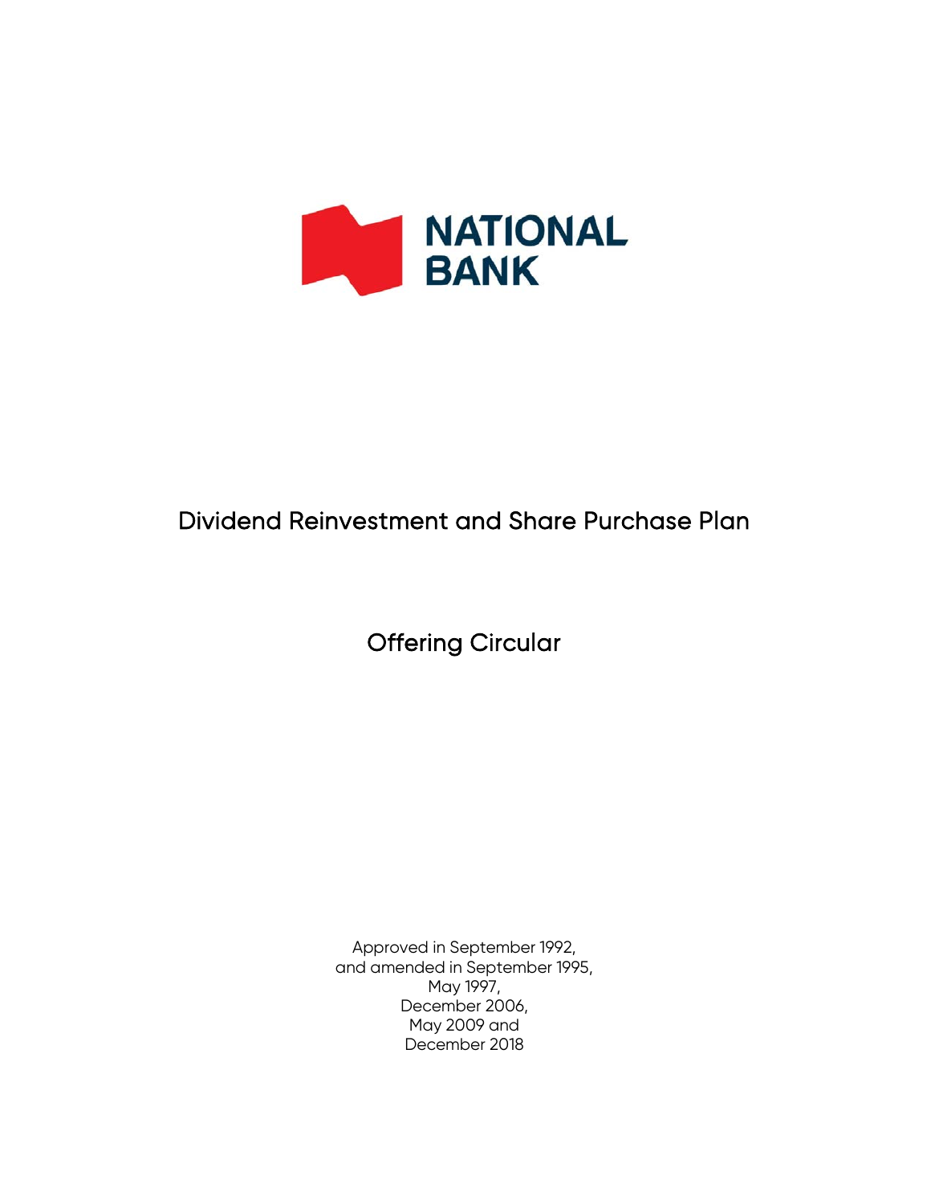NATIONAL BANK

# Dividend Reinvestment and Share Purchase Plan

## Offering Circular

Approved in September 1992,
and amended in September 1995,
May 1997,
December 2006,
May 2009 and
December 2018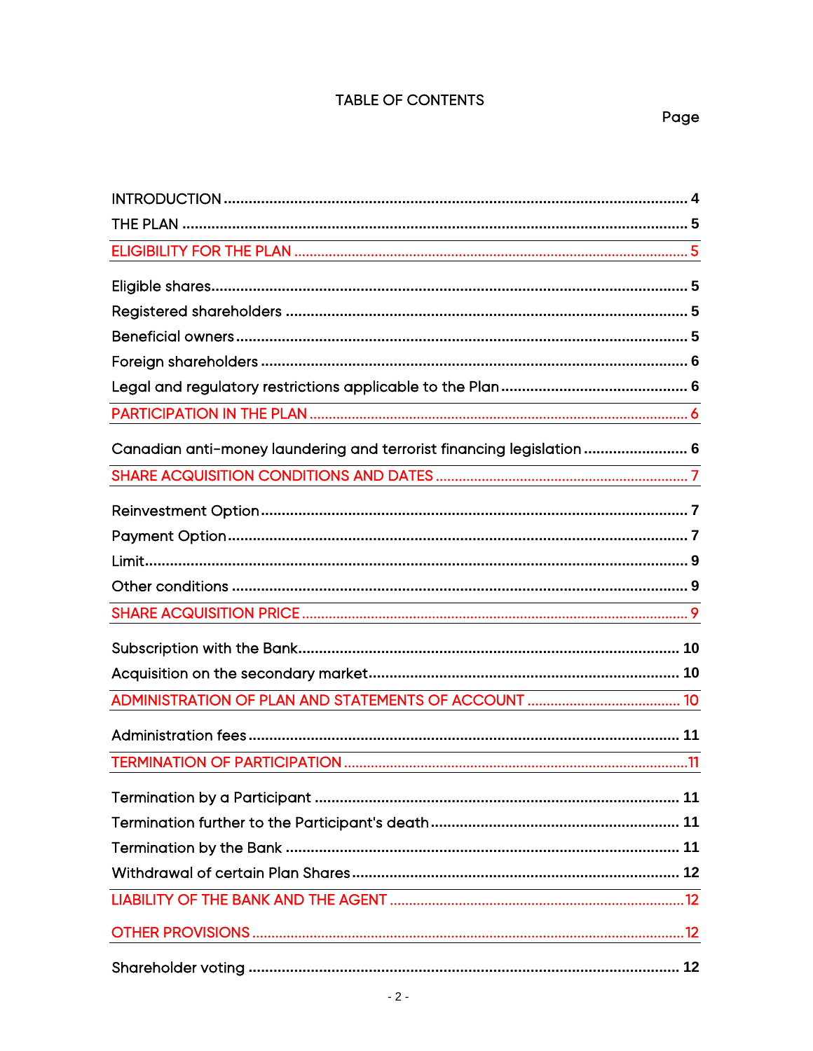# TABLE OF CONTENTS

| | Page |
|---|---|
| INTRODUCTION | 4 |
| THE PLAN | 5 |
| ELIGIBILITY FOR THE PLAN | 5 |
| Eligible shares | 5 |
| Registered shareholders | 5 |
| Beneficial owners | 5 |
| Foreign shareholders | 6 |
| Legal and regulatory restrictions applicable to the Plan | 6 |
| PARTICIPATION IN THE PLAN | 6 |
| Canadian anti-money laundering and terrorist financing legislation | 6 |
| SHARE ACQUISITION CONDITIONS AND DATES | 7 |
| Reinvestment Option | 7 |
| Payment Option | 7 |
| Limit | 9 |
| Other conditions | 9 |
| SHARE ACQUISITION PRICE | 9 |
| Subscription with the Bank | 10 |
| Acquisition on the secondary market | 10 |
| ADMINISTRATION OF PLAN AND STATEMENTS OF ACCOUNT | 10 |
| Administration fees | 11 |
| TERMINATION OF PARTICIPATION | 11 |
| Termination by a Participant | 11 |
| Termination further to the Participant's death | 11 |
| Termination by the Bank | 11 |
| Withdrawal of certain Plan Shares | 12 |
| LIABILITY OF THE BANK AND THE AGENT | 12 |
| OTHER PROVISIONS | 12 |
| Shareholder voting | 12 |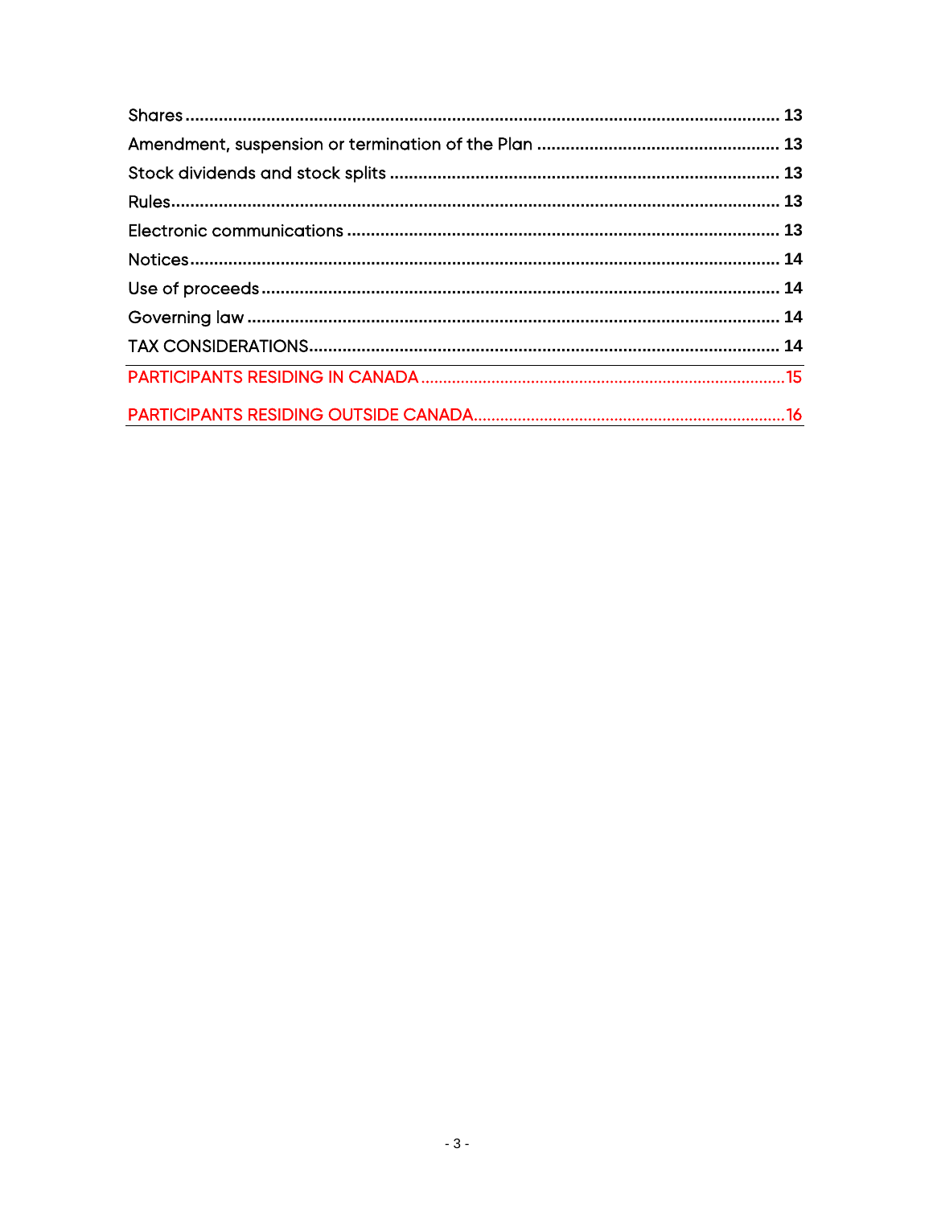Shares ........................................................................................................................ 13

Amendment, suspension or termination of the Plan .................................................. 13

Stock dividends and stock splits ................................................................................ 13

Rules............................................................................................................................ 13

Electronic communications ......................................................................................... 13

Notices........................................................................................................................ 14

Use of proceeds .......................................................................................................... 14

Governing law ............................................................................................................. 14

TAX CONSIDERATIONS.................................................................................................. 14

PARTICIPANTS RESIDING IN CANADA ................................................................................. 15

PARTICIPANTS RESIDING OUTSIDE CANADA.................................................................... 16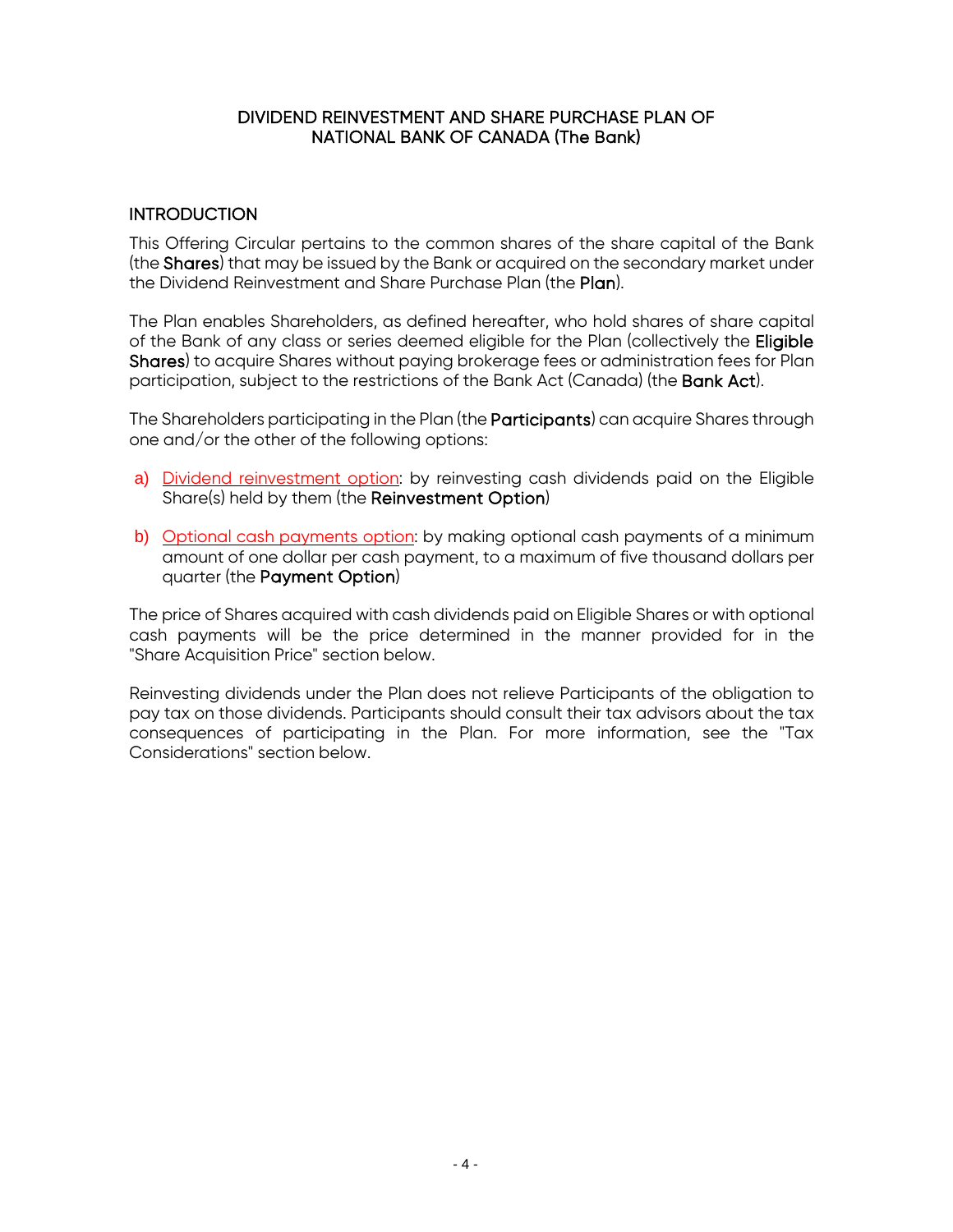# DIVIDEND REINVESTMENT AND SHARE PURCHASE PLAN OF NATIONAL BANK OF CANADA (The Bank)

## INTRODUCTION

This Offering Circular pertains to the common shares of the share capital of the Bank (the **Shares**) that may be issued by the Bank or acquired on the secondary market under the Dividend Reinvestment and Share Purchase Plan (the **Plan**).

The Plan enables Shareholders, as defined hereafter, who hold shares of share capital of the Bank of any class or series deemed eligible for the Plan (collectively the **Eligible Shares**) to acquire Shares without paying brokerage fees or administration fees for Plan participation, subject to the restrictions of the Bank Act (Canada) (the **Bank Act**).

The Shareholders participating in the Plan (the **Participants**) can acquire Shares through one and/or the other of the following options:

a) Dividend reinvestment option: by reinvesting cash dividends paid on the Eligible Share(s) held by them (the **Reinvestment Option**)

b) Optional cash payments option: by making optional cash payments of a minimum amount of one dollar per cash payment, to a maximum of five thousand dollars per quarter (the **Payment Option**)

The price of Shares acquired with cash dividends paid on Eligible Shares or with optional cash payments will be the price determined in the manner provided for in the "Share Acquisition Price" section below.

Reinvesting dividends under the Plan does not relieve Participants of the obligation to pay tax on those dividends. Participants should consult their tax advisors about the tax consequences of participating in the Plan. For more information, see the "Tax Considerations" section below.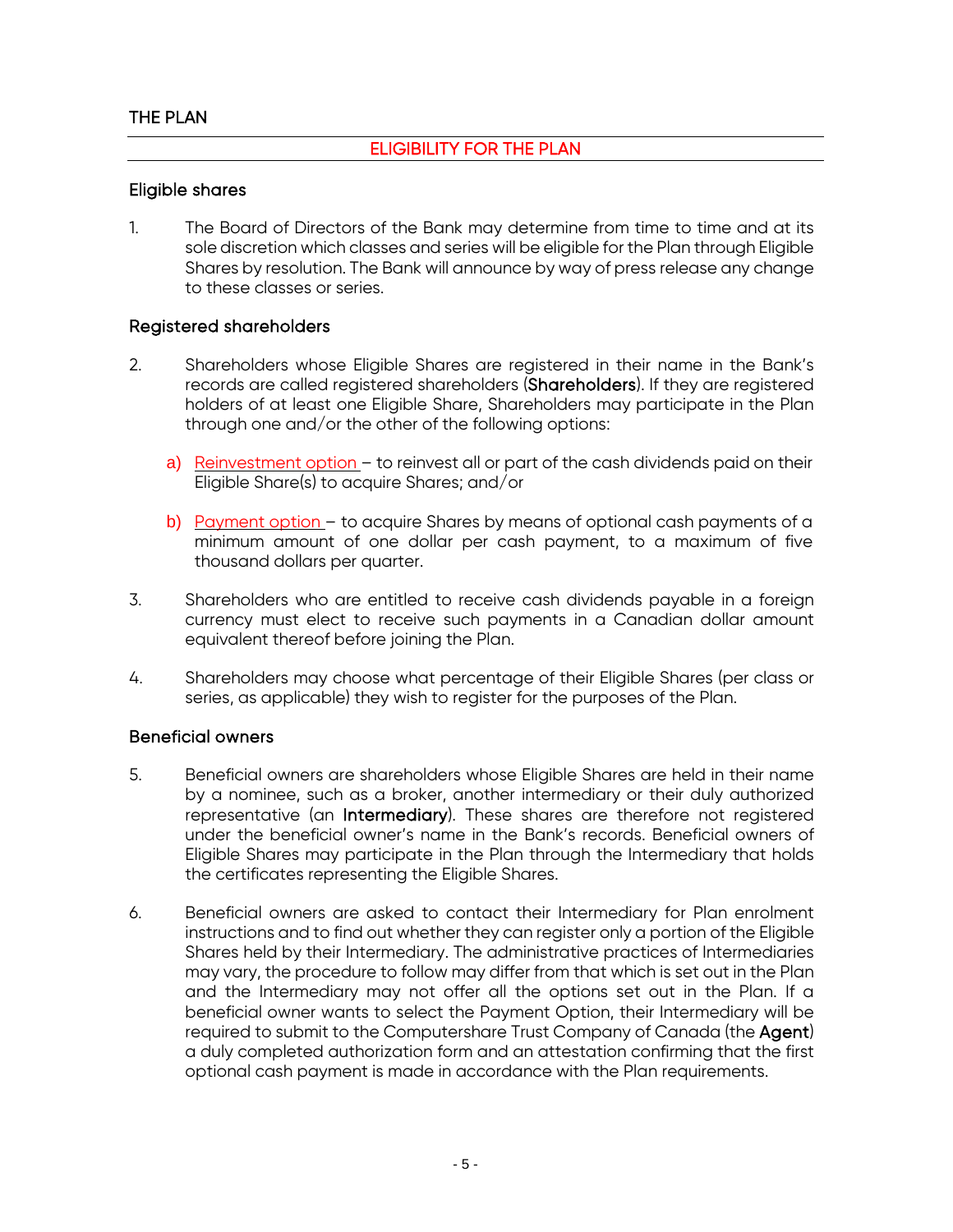## THE PLAN

### ELIGIBILITY FOR THE PLAN

#### Eligible shares

1. The Board of Directors of the Bank may determine from time to time and at its sole discretion which classes and series will be eligible for the Plan through Eligible Shares by resolution. The Bank will announce by way of press release any change to these classes or series.

#### Registered shareholders

2. Shareholders whose Eligible Shares are registered in their name in the Bank's records are called registered shareholders (**Shareholders**). If they are registered holders of at least one Eligible Share, Shareholders may participate in the Plan through one and/or the other of the following options:

   a) Reinvestment option – to reinvest all or part of the cash dividends paid on their Eligible Share(s) to acquire Shares; and/or

   b) Payment option – to acquire Shares by means of optional cash payments of a minimum amount of one dollar per cash payment, to a maximum of five thousand dollars per quarter.

3. Shareholders who are entitled to receive cash dividends payable in a foreign currency must elect to receive such payments in a Canadian dollar amount equivalent thereof before joining the Plan.

4. Shareholders may choose what percentage of their Eligible Shares (per class or series, as applicable) they wish to register for the purposes of the Plan.

#### Beneficial owners

5. Beneficial owners are shareholders whose Eligible Shares are held in their name by a nominee, such as a broker, another intermediary or their duly authorized representative (an **Intermediary**). These shares are therefore not registered under the beneficial owner's name in the Bank's records. Beneficial owners of Eligible Shares may participate in the Plan through the Intermediary that holds the certificates representing the Eligible Shares.

6. Beneficial owners are asked to contact their Intermediary for Plan enrolment instructions and to find out whether they can register only a portion of the Eligible Shares held by their Intermediary. The administrative practices of Intermediaries may vary, the procedure to follow may differ from that which is set out in the Plan and the Intermediary may not offer all the options set out in the Plan. If a beneficial owner wants to select the Payment Option, their Intermediary will be required to submit to the Computershare Trust Company of Canada (the **Agent**) a duly completed authorization form and an attestation confirming that the first optional cash payment is made in accordance with the Plan requirements.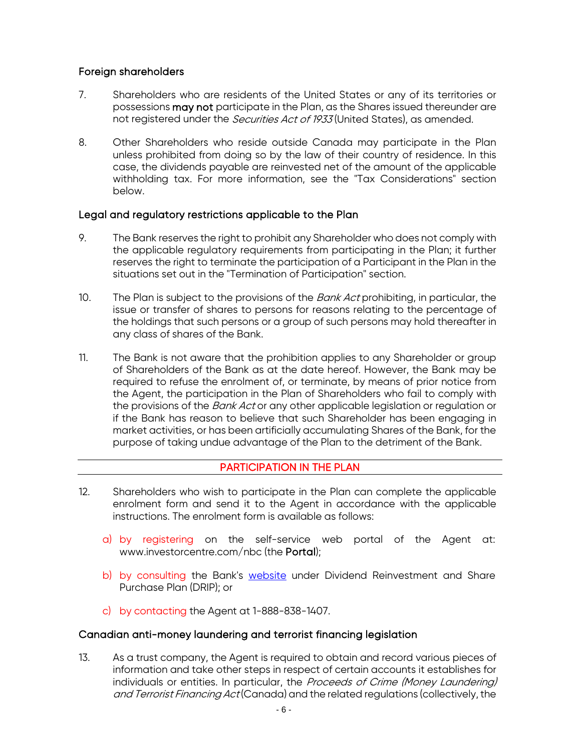### Foreign shareholders

7. Shareholders who are residents of the United States or any of its territories or possessions **may not** participate in the Plan, as the Shares issued thereunder are not registered under the *Securities Act of 1933* (United States), as amended.

8. Other Shareholders who reside outside Canada may participate in the Plan unless prohibited from doing so by the law of their country of residence. In this case, the dividends payable are reinvested net of the amount of the applicable withholding tax. For more information, see the "Tax Considerations" section below.

### Legal and regulatory restrictions applicable to the Plan

9. The Bank reserves the right to prohibit any Shareholder who does not comply with the applicable regulatory requirements from participating in the Plan; it further reserves the right to terminate the participation of a Participant in the Plan in the situations set out in the "Termination of Participation" section.

10. The Plan is subject to the provisions of the *Bank Act* prohibiting, in particular, the issue or transfer of shares to persons for reasons relating to the percentage of the holdings that such persons or a group of such persons may hold thereafter in any class of shares of the Bank.

11. The Bank is not aware that the prohibition applies to any Shareholder or group of Shareholders of the Bank as at the date hereof. However, the Bank may be required to refuse the enrolment of, or terminate, by means of prior notice from the Agent, the participation in the Plan of Shareholders who fail to comply with the provisions of the *Bank Act* or any other applicable legislation or regulation or if the Bank has reason to believe that such Shareholder has been engaging in market activities, or has been artificially accumulating Shares of the Bank, for the purpose of taking undue advantage of the Plan to the detriment of the Bank.

## PARTICIPATION IN THE PLAN

12. Shareholders who wish to participate in the Plan can complete the applicable enrolment form and send it to the Agent in accordance with the applicable instructions. The enrolment form is available as follows:

    a) by registering on the self-service web portal of the Agent at: www.investorcentre.com/nbc (the **Portal**);

    b) by consulting the Bank's website under Dividend Reinvestment and Share Purchase Plan (DRIP); or

    c) by contacting the Agent at 1-888-838-1407.

### Canadian anti-money laundering and terrorist financing legislation

13. As a trust company, the Agent is required to obtain and record various pieces of information and take other steps in respect of certain accounts it establishes for individuals or entities. In particular, the *Proceeds of Crime (Money Laundering) and Terrorist Financing Act* (Canada) and the related regulations (collectively, the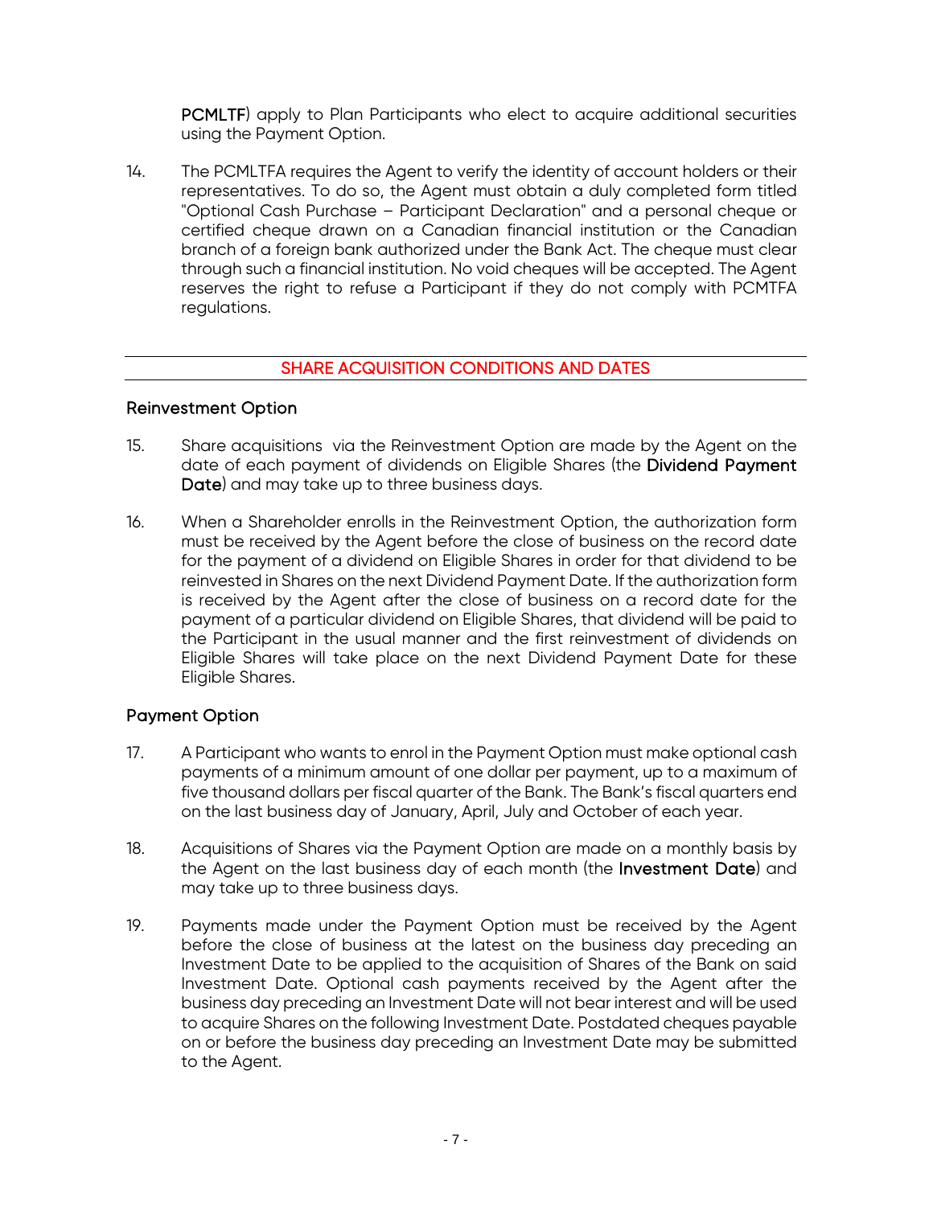**PCMLTF**) apply to Plan Participants who elect to acquire additional securities using the Payment Option.

14. The PCMLTFA requires the Agent to verify the identity of account holders or their representatives. To do so, the Agent must obtain a duly completed form titled "Optional Cash Purchase – Participant Declaration" and a personal cheque or certified cheque drawn on a Canadian financial institution or the Canadian branch of a foreign bank authorized under the Bank Act. The cheque must clear through such a financial institution. No void cheques will be accepted. The Agent reserves the right to refuse a Participant if they do not comply with PCMTFA regulations.

## SHARE ACQUISITION CONDITIONS AND DATES

### Reinvestment Option

15. Share acquisitions via the Reinvestment Option are made by the Agent on the date of each payment of dividends on Eligible Shares (the **Dividend Payment Date**) and may take up to three business days.

16. When a Shareholder enrolls in the Reinvestment Option, the authorization form must be received by the Agent before the close of business on the record date for the payment of a dividend on Eligible Shares in order for that dividend to be reinvested in Shares on the next Dividend Payment Date. If the authorization form is received by the Agent after the close of business on a record date for the payment of a particular dividend on Eligible Shares, that dividend will be paid to the Participant in the usual manner and the first reinvestment of dividends on Eligible Shares will take place on the next Dividend Payment Date for these Eligible Shares.

### Payment Option

17. A Participant who wants to enrol in the Payment Option must make optional cash payments of a minimum amount of one dollar per payment, up to a maximum of five thousand dollars per fiscal quarter of the Bank. The Bank's fiscal quarters end on the last business day of January, April, July and October of each year.

18. Acquisitions of Shares via the Payment Option are made on a monthly basis by the Agent on the last business day of each month (the **Investment Date**) and may take up to three business days.

19. Payments made under the Payment Option must be received by the Agent before the close of business at the latest on the business day preceding an Investment Date to be applied to the acquisition of Shares of the Bank on said Investment Date. Optional cash payments received by the Agent after the business day preceding an Investment Date will not bear interest and will be used to acquire Shares on the following Investment Date. Postdated cheques payable on or before the business day preceding an Investment Date may be submitted to the Agent.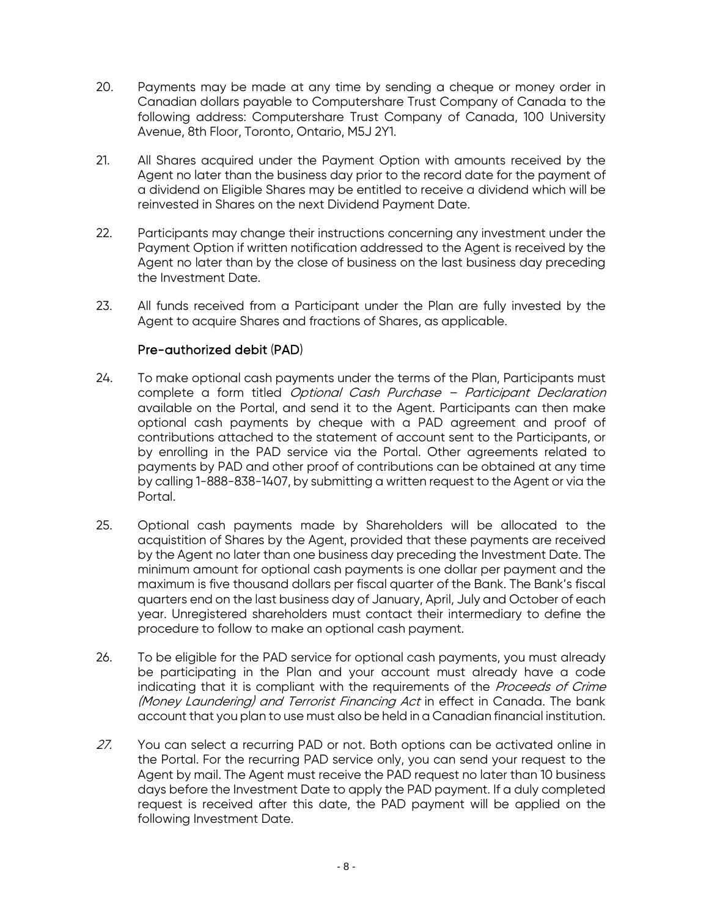20. Payments may be made at any time by sending a cheque or money order in Canadian dollars payable to Computershare Trust Company of Canada to the following address: Computershare Trust Company of Canada, 100 University Avenue, 8th Floor, Toronto, Ontario, M5J 2Y1.

21. All Shares acquired under the Payment Option with amounts received by the Agent no later than the business day prior to the record date for the payment of a dividend on Eligible Shares may be entitled to receive a dividend which will be reinvested in Shares on the next Dividend Payment Date.

22. Participants may change their instructions concerning any investment under the Payment Option if written notification addressed to the Agent is received by the Agent no later than by the close of business on the last business day preceding the Investment Date.

23. All funds received from a Participant under the Plan are fully invested by the Agent to acquire Shares and fractions of Shares, as applicable.

### Pre-authorized debit (PAD)

24. To make optional cash payments under the terms of the Plan, Participants must complete a form titled *Optional Cash Purchase – Participant Declaration* available on the Portal, and send it to the Agent. Participants can then make optional cash payments by cheque with a PAD agreement and proof of contributions attached to the statement of account sent to the Participants, or by enrolling in the PAD service via the Portal. Other agreements related to payments by PAD and other proof of contributions can be obtained at any time by calling 1-888-838-1407, by submitting a written request to the Agent or via the Portal.

25. Optional cash payments made by Shareholders will be allocated to the acquistition of Shares by the Agent, provided that these payments are received by the Agent no later than one business day preceding the Investment Date. The minimum amount for optional cash payments is one dollar per payment and the maximum is five thousand dollars per fiscal quarter of the Bank. The Bank's fiscal quarters end on the last business day of January, April, July and October of each year. Unregistered shareholders must contact their intermediary to define the procedure to follow to make an optional cash payment.

26. To be eligible for the PAD service for optional cash payments, you must already be participating in the Plan and your account must already have a code indicating that it is compliant with the requirements of the *Proceeds of Crime (Money Laundering) and Terrorist Financing Act* in effect in Canada. The bank account that you plan to use must also be held in a Canadian financial institution.

27. You can select a recurring PAD or not. Both options can be activated online in the Portal. For the recurring PAD service only, you can send your request to the Agent by mail. The Agent must receive the PAD request no later than 10 business days before the Investment Date to apply the PAD payment. If a duly completed request is received after this date, the PAD payment will be applied on the following Investment Date.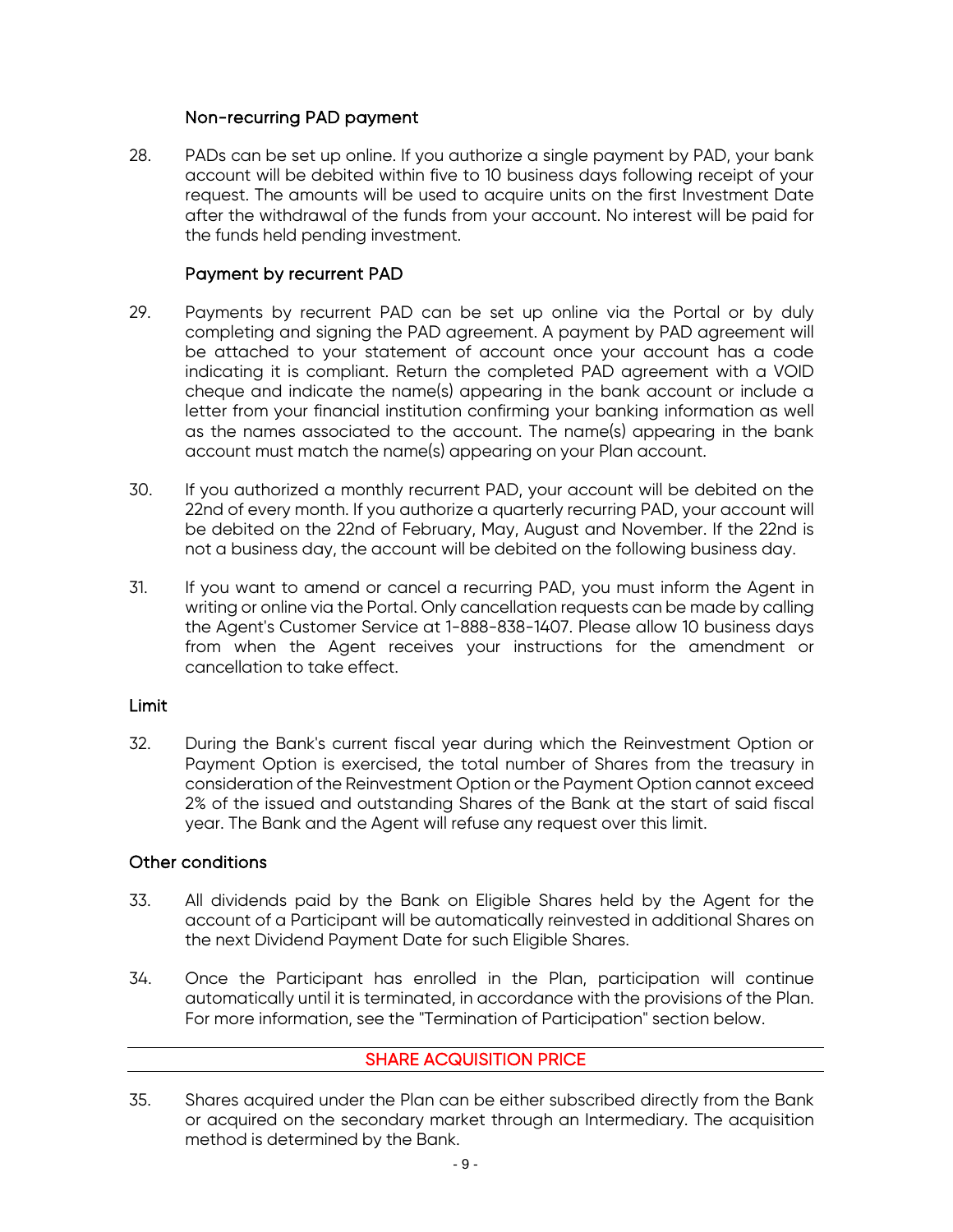### Non-recurring PAD payment

28. PADs can be set up online. If you authorize a single payment by PAD, your bank account will be debited within five to 10 business days following receipt of your request. The amounts will be used to acquire units on the first Investment Date after the withdrawal of the funds from your account. No interest will be paid for the funds held pending investment.

### Payment by recurrent PAD

29. Payments by recurrent PAD can be set up online via the Portal or by duly completing and signing the PAD agreement. A payment by PAD agreement will be attached to your statement of account once your account has a code indicating it is compliant. Return the completed PAD agreement with a VOID cheque and indicate the name(s) appearing in the bank account or include a letter from your financial institution confirming your banking information as well as the names associated to the account. The name(s) appearing in the bank account must match the name(s) appearing on your Plan account.

30. If you authorized a monthly recurrent PAD, your account will be debited on the 22nd of every month. If you authorize a quarterly recurring PAD, your account will be debited on the 22nd of February, May, August and November. If the 22nd is not a business day, the account will be debited on the following business day.

31. If you want to amend or cancel a recurring PAD, you must inform the Agent in writing or online via the Portal. Only cancellation requests can be made by calling the Agent's Customer Service at 1-888-838-1407. Please allow 10 business days from when the Agent receives your instructions for the amendment or cancellation to take effect.

## Limit

32. During the Bank's current fiscal year during which the Reinvestment Option or Payment Option is exercised, the total number of Shares from the treasury in consideration of the Reinvestment Option or the Payment Option cannot exceed 2% of the issued and outstanding Shares of the Bank at the start of said fiscal year. The Bank and the Agent will refuse any request over this limit.

## Other conditions

33. All dividends paid by the Bank on Eligible Shares held by the Agent for the account of a Participant will be automatically reinvested in additional Shares on the next Dividend Payment Date for such Eligible Shares.

34. Once the Participant has enrolled in the Plan, participation will continue automatically until it is terminated, in accordance with the provisions of the Plan. For more information, see the "Termination of Participation" section below.

## SHARE ACQUISITION PRICE

35. Shares acquired under the Plan can be either subscribed directly from the Bank or acquired on the secondary market through an Intermediary. The acquisition method is determined by the Bank.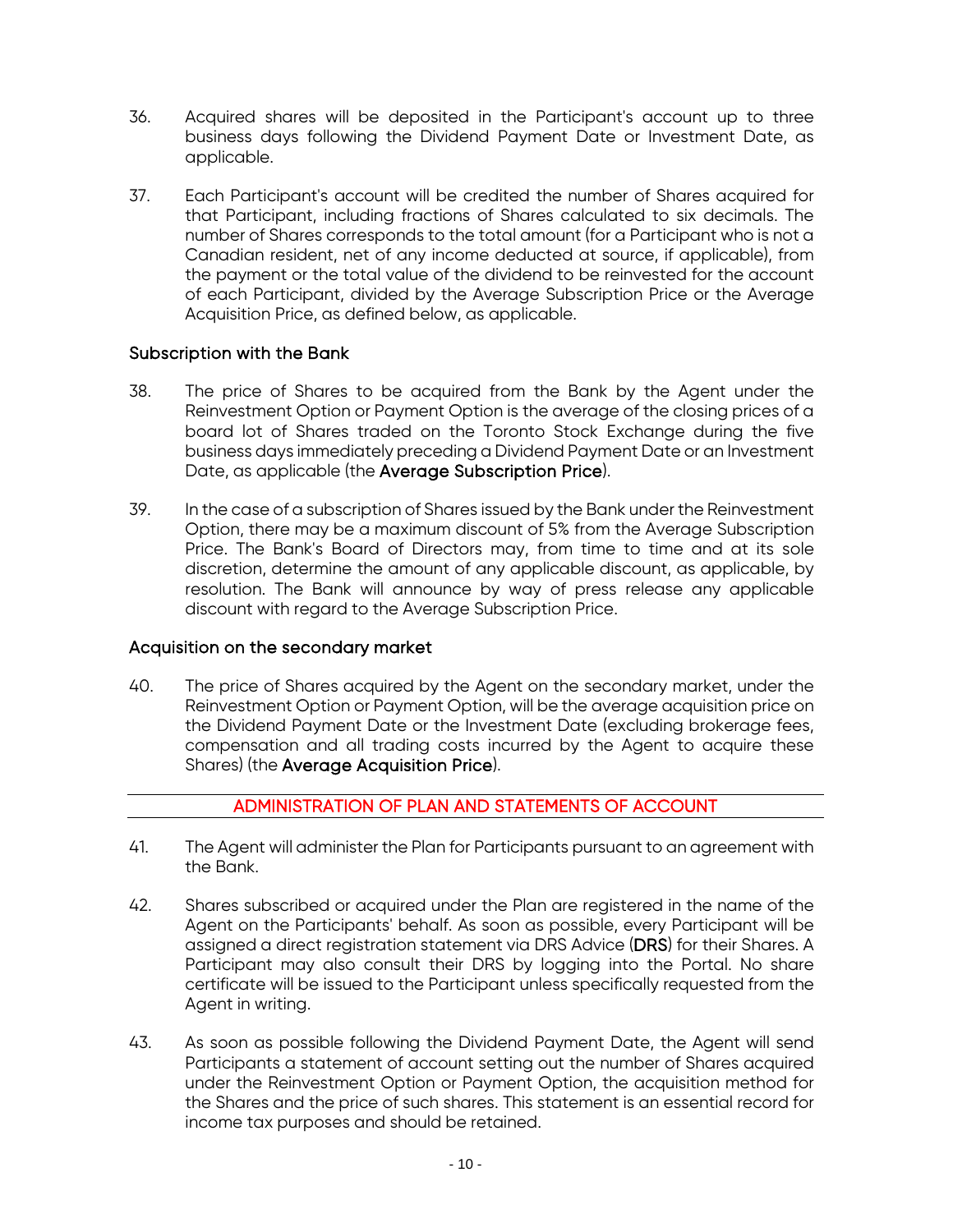36. Acquired shares will be deposited in the Participant's account up to three business days following the Dividend Payment Date or Investment Date, as applicable.

37. Each Participant's account will be credited the number of Shares acquired for that Participant, including fractions of Shares calculated to six decimals. The number of Shares corresponds to the total amount (for a Participant who is not a Canadian resident, net of any income deducted at source, if applicable), from the payment or the total value of the dividend to be reinvested for the account of each Participant, divided by the Average Subscription Price or the Average Acquisition Price, as defined below, as applicable.

### Subscription with the Bank

38. The price of Shares to be acquired from the Bank by the Agent under the Reinvestment Option or Payment Option is the average of the closing prices of a board lot of Shares traded on the Toronto Stock Exchange during the five business days immediately preceding a Dividend Payment Date or an Investment Date, as applicable (the **Average Subscription Price**).

39. In the case of a subscription of Shares issued by the Bank under the Reinvestment Option, there may be a maximum discount of 5% from the Average Subscription Price. The Bank's Board of Directors may, from time to time and at its sole discretion, determine the amount of any applicable discount, as applicable, by resolution. The Bank will announce by way of press release any applicable discount with regard to the Average Subscription Price.

### Acquisition on the secondary market

40. The price of Shares acquired by the Agent on the secondary market, under the Reinvestment Option or Payment Option, will be the average acquisition price on the Dividend Payment Date or the Investment Date (excluding brokerage fees, compensation and all trading costs incurred by the Agent to acquire these Shares) (the **Average Acquisition Price**).

## ADMINISTRATION OF PLAN AND STATEMENTS OF ACCOUNT

41. The Agent will administer the Plan for Participants pursuant to an agreement with the Bank.

42. Shares subscribed or acquired under the Plan are registered in the name of the Agent on the Participants' behalf. As soon as possible, every Participant will be assigned a direct registration statement via DRS Advice (**DRS**) for their Shares. A Participant may also consult their DRS by logging into the Portal. No share certificate will be issued to the Participant unless specifically requested from the Agent in writing.

43. As soon as possible following the Dividend Payment Date, the Agent will send Participants a statement of account setting out the number of Shares acquired under the Reinvestment Option or Payment Option, the acquisition method for the Shares and the price of such shares. This statement is an essential record for income tax purposes and should be retained.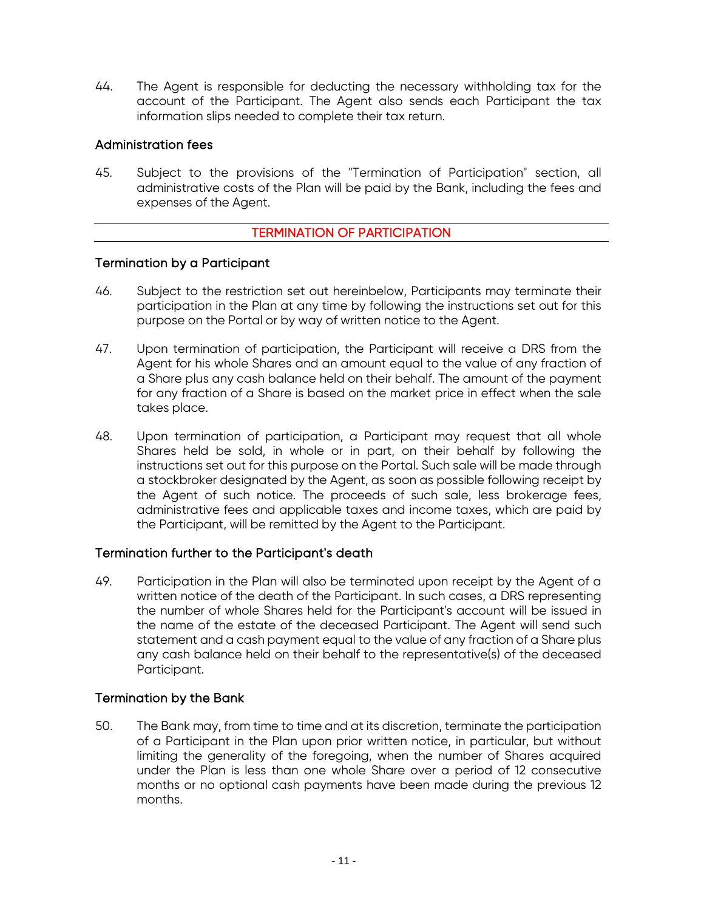44. The Agent is responsible for deducting the necessary withholding tax for the account of the Participant. The Agent also sends each Participant the tax information slips needed to complete their tax return.

### Administration fees

45. Subject to the provisions of the "Termination of Participation" section, all administrative costs of the Plan will be paid by the Bank, including the fees and expenses of the Agent.

## TERMINATION OF PARTICIPATION

### Termination by a Participant

46. Subject to the restriction set out hereinbelow, Participants may terminate their participation in the Plan at any time by following the instructions set out for this purpose on the Portal or by way of written notice to the Agent.

47. Upon termination of participation, the Participant will receive a DRS from the Agent for his whole Shares and an amount equal to the value of any fraction of a Share plus any cash balance held on their behalf. The amount of the payment for any fraction of a Share is based on the market price in effect when the sale takes place.

48. Upon termination of participation, a Participant may request that all whole Shares held be sold, in whole or in part, on their behalf by following the instructions set out for this purpose on the Portal. Such sale will be made through a stockbroker designated by the Agent, as soon as possible following receipt by the Agent of such notice. The proceeds of such sale, less brokerage fees, administrative fees and applicable taxes and income taxes, which are paid by the Participant, will be remitted by the Agent to the Participant.

### Termination further to the Participant's death

49. Participation in the Plan will also be terminated upon receipt by the Agent of a written notice of the death of the Participant. In such cases, a DRS representing the number of whole Shares held for the Participant's account will be issued in the name of the estate of the deceased Participant. The Agent will send such statement and a cash payment equal to the value of any fraction of a Share plus any cash balance held on their behalf to the representative(s) of the deceased Participant.

### Termination by the Bank

50. The Bank may, from time to time and at its discretion, terminate the participation of a Participant in the Plan upon prior written notice, in particular, but without limiting the generality of the foregoing, when the number of Shares acquired under the Plan is less than one whole Share over a period of 12 consecutive months or no optional cash payments have been made during the previous 12 months.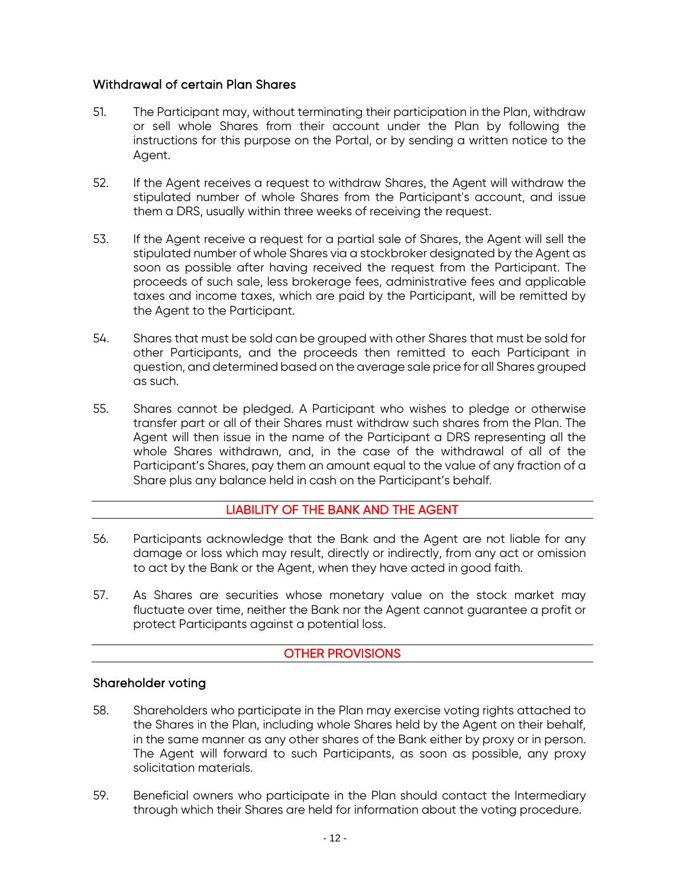### Withdrawal of certain Plan Shares

51. The Participant may, without terminating their participation in the Plan, withdraw or sell whole Shares from their account under the Plan by following the instructions for this purpose on the Portal, or by sending a written notice to the Agent.

52. If the Agent receives a request to withdraw Shares, the Agent will withdraw the stipulated number of whole Shares from the Participant's account, and issue them a DRS, usually within three weeks of receiving the request.

53. If the Agent receive a request for a partial sale of Shares, the Agent will sell the stipulated number of whole Shares via a stockbroker designated by the Agent as soon as possible after having received the request from the Participant. The proceeds of such sale, less brokerage fees, administrative fees and applicable taxes and income taxes, which are paid by the Participant, will be remitted by the Agent to the Participant.

54. Shares that must be sold can be grouped with other Shares that must be sold for other Participants, and the proceeds then remitted to each Participant in question, and determined based on the average sale price for all Shares grouped as such.

55. Shares cannot be pledged. A Participant who wishes to pledge or otherwise transfer part or all of their Shares must withdraw such shares from the Plan. The Agent will then issue in the name of the Participant a DRS representing all the whole Shares withdrawn, and, in the case of the withdrawal of all of the Participant's Shares, pay them an amount equal to the value of any fraction of a Share plus any balance held in cash on the Participant's behalf.

## LIABILITY OF THE BANK AND THE AGENT

56. Participants acknowledge that the Bank and the Agent are not liable for any damage or loss which may result, directly or indirectly, from any act or omission to act by the Bank or the Agent, when they have acted in good faith.

57. As Shares are securities whose monetary value on the stock market may fluctuate over time, neither the Bank nor the Agent cannot guarantee a profit or protect Participants against a potential loss.

## OTHER PROVISIONS

### Shareholder voting

58. Shareholders who participate in the Plan may exercise voting rights attached to the Shares in the Plan, including whole Shares held by the Agent on their behalf, in the same manner as any other shares of the Bank either by proxy or in person. The Agent will forward to such Participants, as soon as possible, any proxy solicitation materials.

59. Beneficial owners who participate in the Plan should contact the Intermediary through which their Shares are held for information about the voting procedure.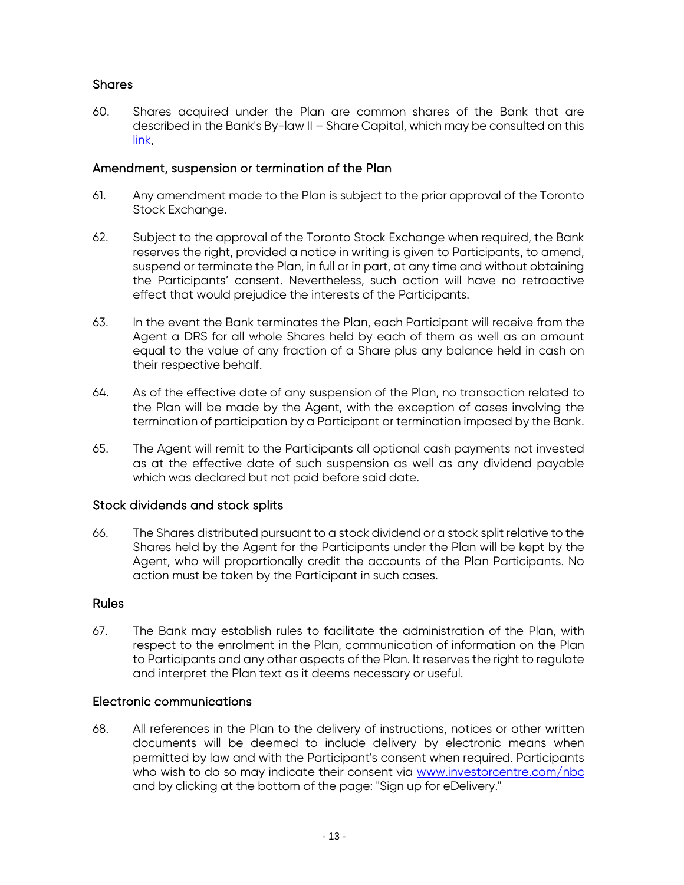## Shares

60. Shares acquired under the Plan are common shares of the Bank that are described in the Bank's By-law II – Share Capital, which may be consulted on this link.

## Amendment, suspension or termination of the Plan

61. Any amendment made to the Plan is subject to the prior approval of the Toronto Stock Exchange.

62. Subject to the approval of the Toronto Stock Exchange when required, the Bank reserves the right, provided a notice in writing is given to Participants, to amend, suspend or terminate the Plan, in full or in part, at any time and without obtaining the Participants' consent. Nevertheless, such action will have no retroactive effect that would prejudice the interests of the Participants.

63. In the event the Bank terminates the Plan, each Participant will receive from the Agent a DRS for all whole Shares held by each of them as well as an amount equal to the value of any fraction of a Share plus any balance held in cash on their respective behalf.

64. As of the effective date of any suspension of the Plan, no transaction related to the Plan will be made by the Agent, with the exception of cases involving the termination of participation by a Participant or termination imposed by the Bank.

65. The Agent will remit to the Participants all optional cash payments not invested as at the effective date of such suspension as well as any dividend payable which was declared but not paid before said date.

## Stock dividends and stock splits

66. The Shares distributed pursuant to a stock dividend or a stock split relative to the Shares held by the Agent for the Participants under the Plan will be kept by the Agent, who will proportionally credit the accounts of the Plan Participants. No action must be taken by the Participant in such cases.

## Rules

67. The Bank may establish rules to facilitate the administration of the Plan, with respect to the enrolment in the Plan, communication of information on the Plan to Participants and any other aspects of the Plan. It reserves the right to regulate and interpret the Plan text as it deems necessary or useful.

## Electronic communications

68. All references in the Plan to the delivery of instructions, notices or other written documents will be deemed to include delivery by electronic means when permitted by law and with the Participant's consent when required. Participants who wish to do so may indicate their consent via www.investorcentre.com/nbc and by clicking at the bottom of the page: "Sign up for eDelivery."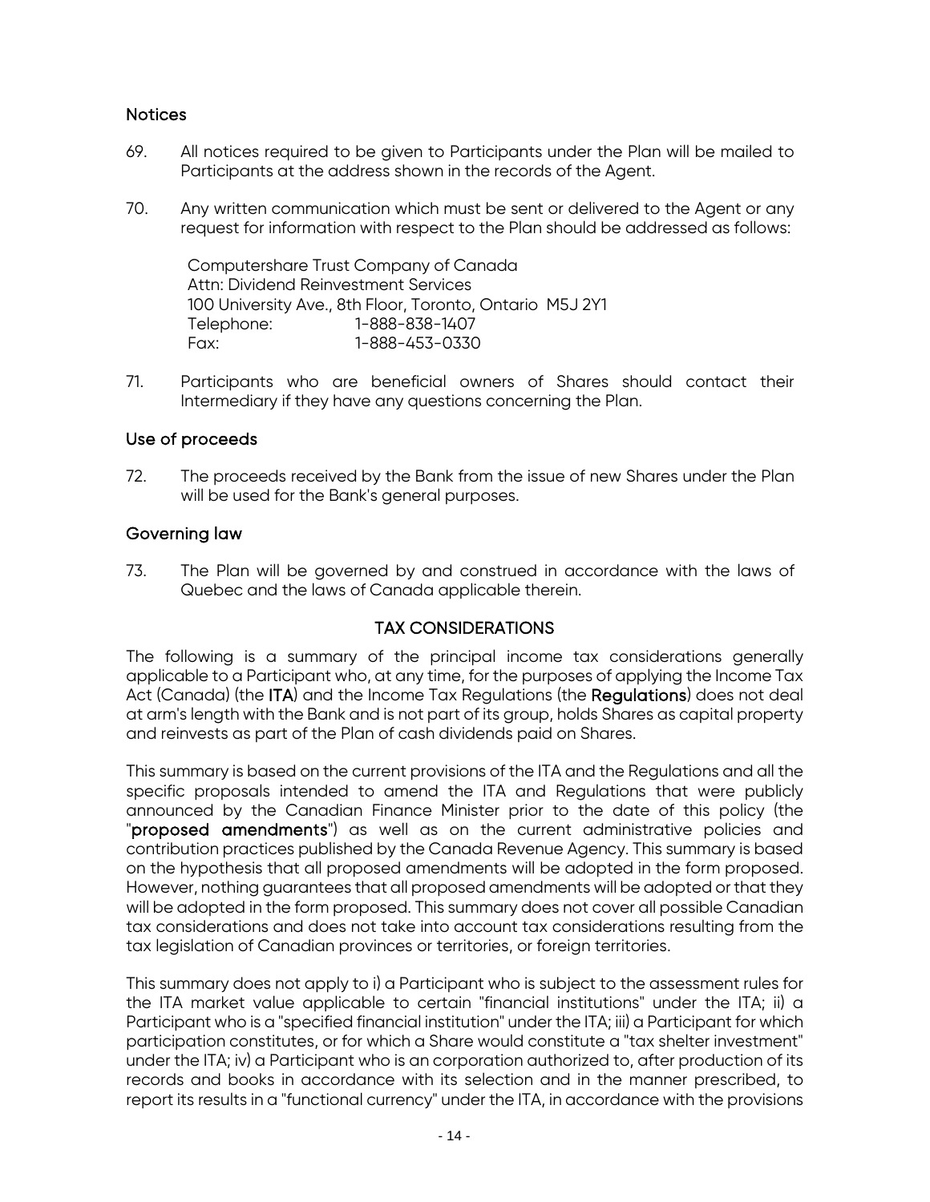## Notices

69. All notices required to be given to Participants under the Plan will be mailed to Participants at the address shown in the records of the Agent.

70. Any written communication which must be sent or delivered to the Agent or any request for information with respect to the Plan should be addressed as follows:

    Computershare Trust Company of Canada
    Attn: Dividend Reinvestment Services
    100 University Ave., 8th Floor, Toronto, Ontario M5J 2Y1
    Telephone: 1-888-838-1407
    Fax: 1-888-453-0330

71. Participants who are beneficial owners of Shares should contact their Intermediary if they have any questions concerning the Plan.

## Use of proceeds

72. The proceeds received by the Bank from the issue of new Shares under the Plan will be used for the Bank's general purposes.

## Governing law

73. The Plan will be governed by and construed in accordance with the laws of Quebec and the laws of Canada applicable therein.

## TAX CONSIDERATIONS

The following is a summary of the principal income tax considerations generally applicable to a Participant who, at any time, for the purposes of applying the Income Tax Act (Canada) (the **ITA**) and the Income Tax Regulations (the **Regulations**) does not deal at arm's length with the Bank and is not part of its group, holds Shares as capital property and reinvests as part of the Plan of cash dividends paid on Shares.

This summary is based on the current provisions of the ITA and the Regulations and all the specific proposals intended to amend the ITA and Regulations that were publicly announced by the Canadian Finance Minister prior to the date of this policy (the "**proposed amendments**") as well as on the current administrative policies and contribution practices published by the Canada Revenue Agency. This summary is based on the hypothesis that all proposed amendments will be adopted in the form proposed. However, nothing guarantees that all proposed amendments will be adopted or that they will be adopted in the form proposed. This summary does not cover all possible Canadian tax considerations and does not take into account tax considerations resulting from the tax legislation of Canadian provinces or territories, or foreign territories.

This summary does not apply to i) a Participant who is subject to the assessment rules for the ITA market value applicable to certain "financial institutions" under the ITA; ii) a Participant who is a "specified financial institution" under the ITA; iii) a Participant for which participation constitutes, or for which a Share would constitute a "tax shelter investment" under the ITA; iv) a Participant who is an corporation authorized to, after production of its records and books in accordance with its selection and in the manner prescribed, to report its results in a "functional currency" under the ITA, in accordance with the provisions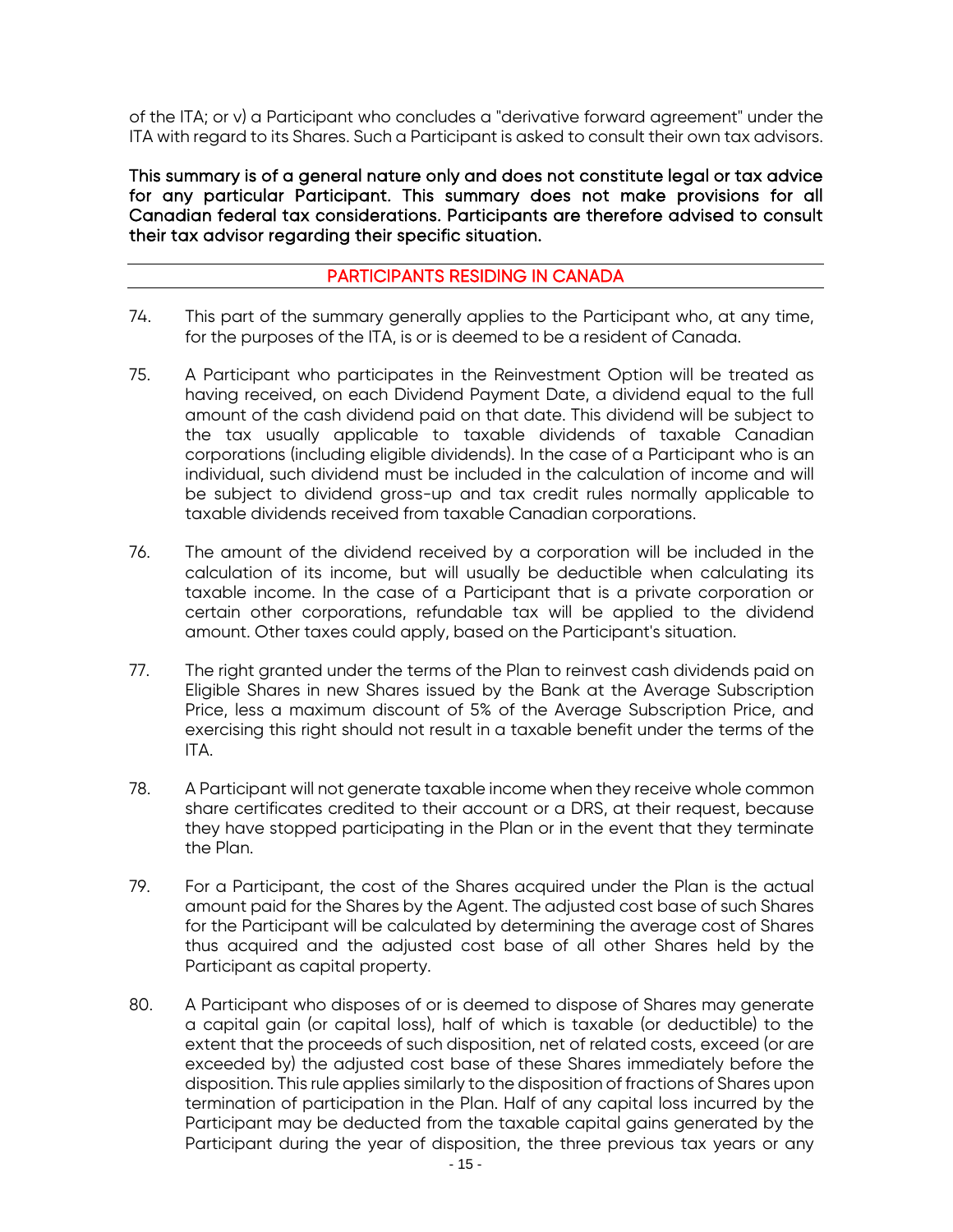of the ITA; or v) a Participant who concludes a "derivative forward agreement" under the ITA with regard to its Shares. Such a Participant is asked to consult their own tax advisors.

**This summary is of a general nature only and does not constitute legal or tax advice for any particular Participant. This summary does not make provisions for all Canadian federal tax considerations. Participants are therefore advised to consult their tax advisor regarding their specific situation.**

## PARTICIPANTS RESIDING IN CANADA

74. This part of the summary generally applies to the Participant who, at any time, for the purposes of the ITA, is or is deemed to be a resident of Canada.

75. A Participant who participates in the Reinvestment Option will be treated as having received, on each Dividend Payment Date, a dividend equal to the full amount of the cash dividend paid on that date. This dividend will be subject to the tax usually applicable to taxable dividends of taxable Canadian corporations (including eligible dividends). In the case of a Participant who is an individual, such dividend must be included in the calculation of income and will be subject to dividend gross-up and tax credit rules normally applicable to taxable dividends received from taxable Canadian corporations.

76. The amount of the dividend received by a corporation will be included in the calculation of its income, but will usually be deductible when calculating its taxable income. In the case of a Participant that is a private corporation or certain other corporations, refundable tax will be applied to the dividend amount. Other taxes could apply, based on the Participant's situation.

77. The right granted under the terms of the Plan to reinvest cash dividends paid on Eligible Shares in new Shares issued by the Bank at the Average Subscription Price, less a maximum discount of 5% of the Average Subscription Price, and exercising this right should not result in a taxable benefit under the terms of the ITA.

78. A Participant will not generate taxable income when they receive whole common share certificates credited to their account or a DRS, at their request, because they have stopped participating in the Plan or in the event that they terminate the Plan.

79. For a Participant, the cost of the Shares acquired under the Plan is the actual amount paid for the Shares by the Agent. The adjusted cost base of such Shares for the Participant will be calculated by determining the average cost of Shares thus acquired and the adjusted cost base of all other Shares held by the Participant as capital property.

80. A Participant who disposes of or is deemed to dispose of Shares may generate a capital gain (or capital loss), half of which is taxable (or deductible) to the extent that the proceeds of such disposition, net of related costs, exceed (or are exceeded by) the adjusted cost base of these Shares immediately before the disposition. This rule applies similarly to the disposition of fractions of Shares upon termination of participation in the Plan. Half of any capital loss incurred by the Participant may be deducted from the taxable capital gains generated by the Participant during the year of disposition, the three previous tax years or any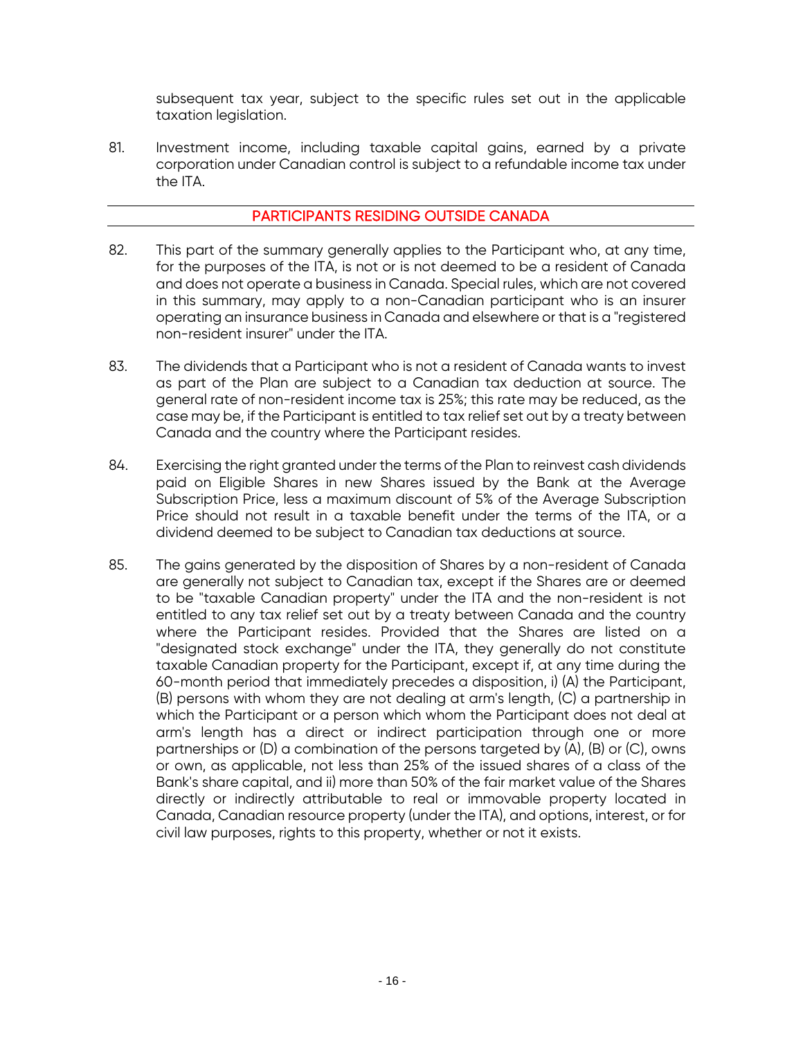subsequent tax year, subject to the specific rules set out in the applicable taxation legislation.

81. Investment income, including taxable capital gains, earned by a private corporation under Canadian control is subject to a refundable income tax under the ITA.

## PARTICIPANTS RESIDING OUTSIDE CANADA

82. This part of the summary generally applies to the Participant who, at any time, for the purposes of the ITA, is not or is not deemed to be a resident of Canada and does not operate a business in Canada. Special rules, which are not covered in this summary, may apply to a non-Canadian participant who is an insurer operating an insurance business in Canada and elsewhere or that is a "registered non-resident insurer" under the ITA.

83. The dividends that a Participant who is not a resident of Canada wants to invest as part of the Plan are subject to a Canadian tax deduction at source. The general rate of non-resident income tax is 25%; this rate may be reduced, as the case may be, if the Participant is entitled to tax relief set out by a treaty between Canada and the country where the Participant resides.

84. Exercising the right granted under the terms of the Plan to reinvest cash dividends paid on Eligible Shares in new Shares issued by the Bank at the Average Subscription Price, less a maximum discount of 5% of the Average Subscription Price should not result in a taxable benefit under the terms of the ITA, or a dividend deemed to be subject to Canadian tax deductions at source.

85. The gains generated by the disposition of Shares by a non-resident of Canada are generally not subject to Canadian tax, except if the Shares are or deemed to be "taxable Canadian property" under the ITA and the non-resident is not entitled to any tax relief set out by a treaty between Canada and the country where the Participant resides. Provided that the Shares are listed on a "designated stock exchange" under the ITA, they generally do not constitute taxable Canadian property for the Participant, except if, at any time during the 60-month period that immediately precedes a disposition, i) (A) the Participant, (B) persons with whom they are not dealing at arm's length, (C) a partnership in which the Participant or a person which whom the Participant does not deal at arm's length has a direct or indirect participation through one or more partnerships or (D) a combination of the persons targeted by (A), (B) or (C), owns or own, as applicable, not less than 25% of the issued shares of a class of the Bank's share capital, and ii) more than 50% of the fair market value of the Shares directly or indirectly attributable to real or immovable property located in Canada, Canadian resource property (under the ITA), and options, interest, or for civil law purposes, rights to this property, whether or not it exists.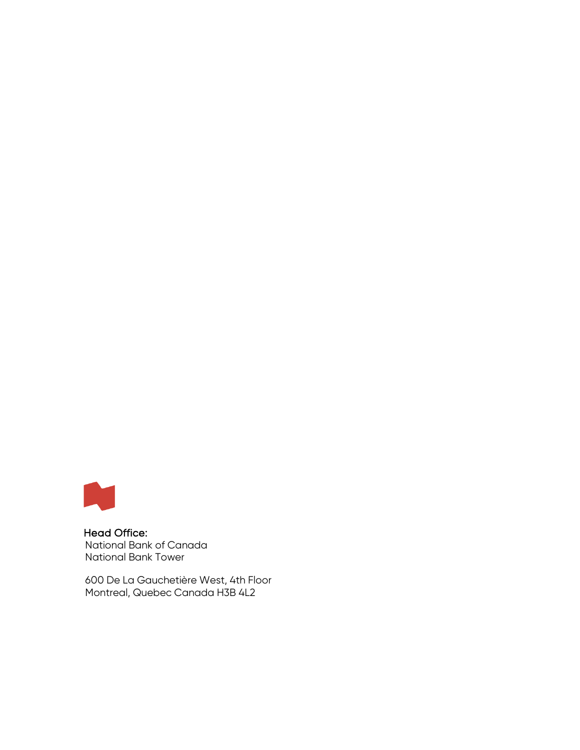**Head Office:**
National Bank of Canada
National Bank Tower

600 De La Gauchetière West, 4th Floor
Montreal, Quebec Canada H3B 4L2